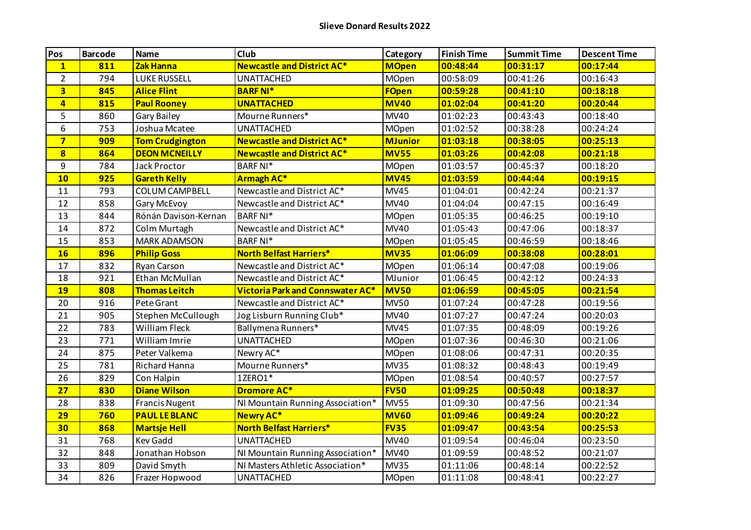**Slieve Donard Results 2022**

| Pos | Barcode | Name | Club | Category | Finish Time | Summit Time | Descent Time |
|---|---|---|---|---|---|---|---|
| **1** | **811** | **Zak Hanna** | **Newcastle and District AC*** | **MOpen** | **00:48:44** | **00:31:17** | **00:17:44** |
| 2 | 794 | LUKE RUSSELL | UNATTACHED | MOpen | 00:58:09 | 00:41:26 | 00:16:43 |
| **3** | **845** | **Alice Flint** | **BARF NI*** | **FOpen** | **00:59:28** | **00:41:10** | **00:18:18** |
| **4** | **815** | **Paul Rooney** | **UNATTACHED** | **MV40** | **01:02:04** | **00:41:20** | **00:20:44** |
| 5 | 860 | Gary Bailey | Mourne Runners* | MV40 | 01:02:23 | 00:43:43 | 00:18:40 |
| 6 | 753 | Joshua Mcatee | UNATTACHED | MOpen | 01:02:52 | 00:38:28 | 00:24:24 |
| **7** | **909** | **Tom Crudgington** | **Newcastle and District AC*** | **MJunior** | **01:03:18** | **00:38:05** | **00:25:13** |
| **8** | **864** | **DEON MCNEILLY** | **Newcastle and District AC*** | **MV55** | **01:03:26** | **00:42:08** | **00:21:18** |
| 9 | 784 | Jack Proctor | BARF NI* | MOpen | 01:03:57 | 00:45:37 | 00:18:20 |
| **10** | **925** | **Gareth Kelly** | **Armagh AC*** | **MV45** | **01:03:59** | **00:44:44** | **00:19:15** |
| 11 | 793 | COLUM CAMPBELL | Newcastle and District AC* | MV45 | 01:04:01 | 00:42:24 | 00:21:37 |
| 12 | 858 | Gary McEvoy | Newcastle and District AC* | MV40 | 01:04:04 | 00:47:15 | 00:16:49 |
| 13 | 844 | Rónán Davison-Kernan | BARF NI* | MOpen | 01:05:35 | 00:46:25 | 00:19:10 |
| 14 | 872 | Colm Murtagh | Newcastle and District AC* | MV40 | 01:05:43 | 00:47:06 | 00:18:37 |
| 15 | 853 | MARK ADAMSON | BARF NI* | MOpen | 01:05:45 | 00:46:59 | 00:18:46 |
| **16** | **896** | **Philip Goss** | **North Belfast Harriers*** | **MV35** | **01:06:09** | **00:38:08** | **00:28:01** |
| 17 | 832 | Ryan Carson | Newcastle and District AC* | MOpen | 01:06:14 | 00:47:08 | 00:19:06 |
| 18 | 921 | Ethan McMullan | Newcastle and District AC* | MJunior | 01:06:45 | 00:42:12 | 00:24:33 |
| **19** | **808** | **Thomas Leitch** | **Victoria Park and Connswater AC*** | **MV50** | **01:06:59** | **00:45:05** | **00:21:54** |
| 20 | 916 | Pete Grant | Newcastle and District AC* | MV50 | 01:07:24 | 00:47:28 | 00:19:56 |
| 21 | 905 | Stephen McCullough | Jog Lisburn Running Club* | MV40 | 01:07:27 | 00:47:24 | 00:20:03 |
| 22 | 783 | William Fleck | Ballymena Runners* | MV45 | 01:07:35 | 00:48:09 | 00:19:26 |
| 23 | 771 | William Imrie | UNATTACHED | MOpen | 01:07:36 | 00:46:30 | 00:21:06 |
| 24 | 875 | Peter Valkema | Newry AC* | MOpen | 01:08:06 | 00:47:31 | 00:20:35 |
| 25 | 781 | Richard Hanna | Mourne Runners* | MV35 | 01:08:32 | 00:48:43 | 00:19:49 |
| 26 | 829 | Con Halpin | 1ZERO1* | MOpen | 01:08:54 | 00:40:57 | 00:27:57 |
| **27** | **830** | **Diane Wilson** | **Dromore AC*** | **FV50** | **01:09:25** | **00:50:48** | **00:18:37** |
| 28 | 838 | Francis Nugent | NI Mountain Running Association* | MV55 | 01:09:30 | 00:47:56 | 00:21:34 |
| **29** | **760** | **PAUL LE BLANC** | **Newry AC*** | **MV60** | **01:09:46** | **00:49:24** | **00:20:22** |
| **30** | **868** | **Martsje Hell** | **North Belfast Harriers*** | **FV35** | **01:09:47** | **00:43:54** | **00:25:53** |
| 31 | 768 | Kev Gadd | UNATTACHED | MV40 | 01:09:54 | 00:46:04 | 00:23:50 |
| 32 | 848 | Jonathan Hobson | NI Mountain Running Association* | MV40 | 01:09:59 | 00:48:52 | 00:21:07 |
| 33 | 809 | David Smyth | NI Masters Athletic Association* | MV35 | 01:11:06 | 00:48:14 | 00:22:52 |
| 34 | 826 | Frazer Hopwood | UNATTACHED | MOpen | 01:11:08 | 00:48:41 | 00:22:27 |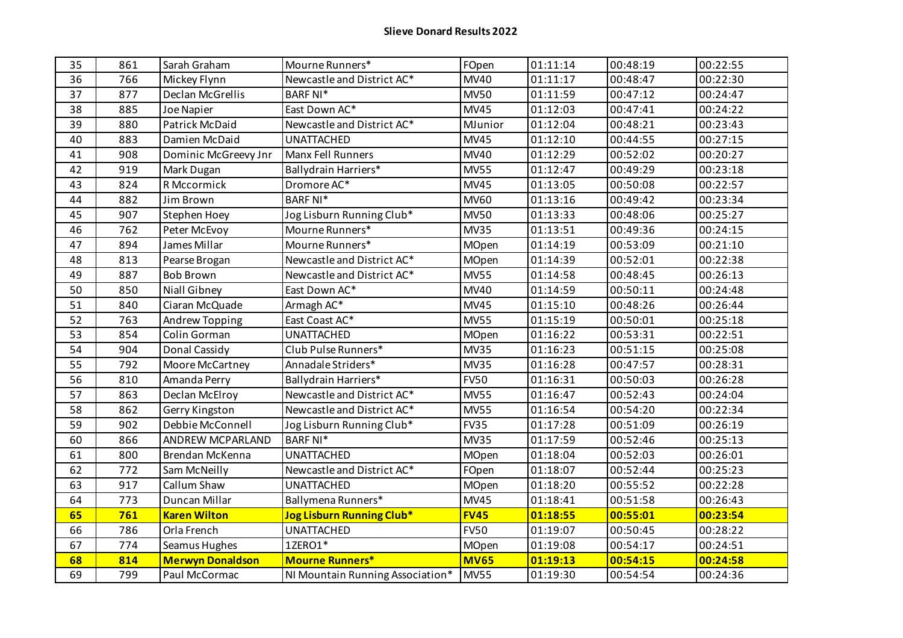**Slieve Donard Results 2022**

| | | | | | | | |
|---|---|---|---|---|---|---|---|
| 35 | 861 | Sarah Graham | Mourne Runners* | FOpen | 01:11:14 | 00:48:19 | 00:22:55 |
| 36 | 766 | Mickey Flynn | Newcastle and District AC* | MV40 | 01:11:17 | 00:48:47 | 00:22:30 |
| 37 | 877 | Declan McGrellis | BARF NI* | MV50 | 01:11:59 | 00:47:12 | 00:24:47 |
| 38 | 885 | Joe Napier | East Down AC* | MV45 | 01:12:03 | 00:47:41 | 00:24:22 |
| 39 | 880 | Patrick McDaid | Newcastle and District AC* | MJunior | 01:12:04 | 00:48:21 | 00:23:43 |
| 40 | 883 | Damien McDaid | UNATTACHED | MV45 | 01:12:10 | 00:44:55 | 00:27:15 |
| 41 | 908 | Dominic McGreevy Jnr | Manx Fell Runners | MV40 | 01:12:29 | 00:52:02 | 00:20:27 |
| 42 | 919 | Mark Dugan | Ballydrain Harriers* | MV55 | 01:12:47 | 00:49:29 | 00:23:18 |
| 43 | 824 | R Mccormick | Dromore AC* | MV45 | 01:13:05 | 00:50:08 | 00:22:57 |
| 44 | 882 | Jim Brown | BARF NI* | MV60 | 01:13:16 | 00:49:42 | 00:23:34 |
| 45 | 907 | Stephen Hoey | Jog Lisburn Running Club* | MV50 | 01:13:33 | 00:48:06 | 00:25:27 |
| 46 | 762 | Peter McEvoy | Mourne Runners* | MV35 | 01:13:51 | 00:49:36 | 00:24:15 |
| 47 | 894 | James Millar | Mourne Runners* | MOpen | 01:14:19 | 00:53:09 | 00:21:10 |
| 48 | 813 | Pearse Brogan | Newcastle and District AC* | MOpen | 01:14:39 | 00:52:01 | 00:22:38 |
| 49 | 887 | Bob Brown | Newcastle and District AC* | MV55 | 01:14:58 | 00:48:45 | 00:26:13 |
| 50 | 850 | Niall Gibney | East Down AC* | MV40 | 01:14:59 | 00:50:11 | 00:24:48 |
| 51 | 840 | Ciaran McQuade | Armagh AC* | MV45 | 01:15:10 | 00:48:26 | 00:26:44 |
| 52 | 763 | Andrew Topping | East Coast AC* | MV55 | 01:15:19 | 00:50:01 | 00:25:18 |
| 53 | 854 | Colin Gorman | UNATTACHED | MOpen | 01:16:22 | 00:53:31 | 00:22:51 |
| 54 | 904 | Donal Cassidy | Club Pulse Runners* | MV35 | 01:16:23 | 00:51:15 | 00:25:08 |
| 55 | 792 | Moore McCartney | Annadale Striders* | MV35 | 01:16:28 | 00:47:57 | 00:28:31 |
| 56 | 810 | Amanda Perry | Ballydrain Harriers* | FV50 | 01:16:31 | 00:50:03 | 00:26:28 |
| 57 | 863 | Declan McElroy | Newcastle and District AC* | MV55 | 01:16:47 | 00:52:43 | 00:24:04 |
| 58 | 862 | Gerry Kingston | Newcastle and District AC* | MV55 | 01:16:54 | 00:54:20 | 00:22:34 |
| 59 | 902 | Debbie McConnell | Jog Lisburn Running Club* | FV35 | 01:17:28 | 00:51:09 | 00:26:19 |
| 60 | 866 | ANDREW MCPARLAND | BARF NI* | MV35 | 01:17:59 | 00:52:46 | 00:25:13 |
| 61 | 800 | Brendan McKenna | UNATTACHED | MOpen | 01:18:04 | 00:52:03 | 00:26:01 |
| 62 | 772 | Sam McNeilly | Newcastle and District AC* | FOpen | 01:18:07 | 00:52:44 | 00:25:23 |
| 63 | 917 | Callum Shaw | UNATTACHED | MOpen | 01:18:20 | 00:55:52 | 00:22:28 |
| 64 | 773 | Duncan Millar | Ballymena Runners* | MV45 | 01:18:41 | 00:51:58 | 00:26:43 |
| **65** | **761** | **Karen Wilton** | **Jog Lisburn Running Club*** | **FV45** | **01:18:55** | **00:55:01** | **00:23:54** |
| 66 | 786 | Orla French | UNATTACHED | FV50 | 01:19:07 | 00:50:45 | 00:28:22 |
| 67 | 774 | Seamus Hughes | 1ZERO1* | MOpen | 01:19:08 | 00:54:17 | 00:24:51 |
| **68** | **814** | **Merwyn Donaldson** | **Mourne Runners*** | **MV65** | **01:19:13** | **00:54:15** | **00:24:58** |
| 69 | 799 | Paul McCormac | NI Mountain Running Association* | MV55 | 01:19:30 | 00:54:54 | 00:24:36 |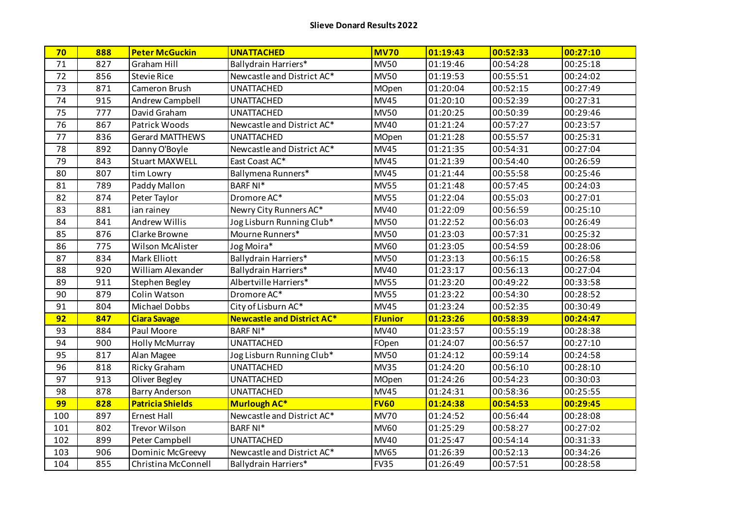**Slieve Donard Results 2022**

| | | | | | | | |
|---|---|---|---|---|---|---|---|
| **70** | **888** | **Peter McGuckin** | **UNATTACHED** | **MV70** | **01:19:43** | **00:52:33** | **00:27:10** |
| 71 | 827 | Graham Hill | Ballydrain Harriers* | MV50 | 01:19:46 | 00:54:28 | 00:25:18 |
| 72 | 856 | Stevie Rice | Newcastle and District AC* | MV50 | 01:19:53 | 00:55:51 | 00:24:02 |
| 73 | 871 | Cameron Brush | UNATTACHED | MOpen | 01:20:04 | 00:52:15 | 00:27:49 |
| 74 | 915 | Andrew Campbell | UNATTACHED | MV45 | 01:20:10 | 00:52:39 | 00:27:31 |
| 75 | 777 | David Graham | UNATTACHED | MV50 | 01:20:25 | 00:50:39 | 00:29:46 |
| 76 | 867 | Patrick Woods | Newcastle and District AC* | MV40 | 01:21:24 | 00:57:27 | 00:23:57 |
| 77 | 836 | Gerard MATTHEWS | UNATTACHED | MOpen | 01:21:28 | 00:55:57 | 00:25:31 |
| 78 | 892 | Danny O'Boyle | Newcastle and District AC* | MV45 | 01:21:35 | 00:54:31 | 00:27:04 |
| 79 | 843 | Stuart MAXWELL | East Coast AC* | MV45 | 01:21:39 | 00:54:40 | 00:26:59 |
| 80 | 807 | tim Lowry | Ballymena Runners* | MV45 | 01:21:44 | 00:55:58 | 00:25:46 |
| 81 | 789 | Paddy Mallon | BARF NI* | MV55 | 01:21:48 | 00:57:45 | 00:24:03 |
| 82 | 874 | Peter Taylor | Dromore AC* | MV55 | 01:22:04 | 00:55:03 | 00:27:01 |
| 83 | 881 | ian rainey | Newry City Runners AC* | MV40 | 01:22:09 | 00:56:59 | 00:25:10 |
| 84 | 841 | Andrew Willis | Jog Lisburn Running Club* | MV50 | 01:22:52 | 00:56:03 | 00:26:49 |
| 85 | 876 | Clarke Browne | Mourne Runners* | MV50 | 01:23:03 | 00:57:31 | 00:25:32 |
| 86 | 775 | Wilson McAlister | Jog Moira* | MV60 | 01:23:05 | 00:54:59 | 00:28:06 |
| 87 | 834 | Mark Elliott | Ballydrain Harriers* | MV50 | 01:23:13 | 00:56:15 | 00:26:58 |
| 88 | 920 | William Alexander | Ballydrain Harriers* | MV40 | 01:23:17 | 00:56:13 | 00:27:04 |
| 89 | 911 | Stephen Begley | Albertville Harriers* | MV55 | 01:23:20 | 00:49:22 | 00:33:58 |
| 90 | 879 | Colin Watson | Dromore AC* | MV55 | 01:23:22 | 00:54:30 | 00:28:52 |
| 91 | 804 | Michael Dobbs | City of Lisburn AC* | MV45 | 01:23:24 | 00:52:35 | 00:30:49 |
| **92** | **847** | **Ciara Savage** | **Newcastle and District AC*** | **FJunior** | **01:23:26** | **00:58:39** | **00:24:47** |
| 93 | 884 | Paul Moore | BARF NI* | MV40 | 01:23:57 | 00:55:19 | 00:28:38 |
| 94 | 900 | Holly McMurray | UNATTACHED | FOpen | 01:24:07 | 00:56:57 | 00:27:10 |
| 95 | 817 | Alan Magee | Jog Lisburn Running Club* | MV50 | 01:24:12 | 00:59:14 | 00:24:58 |
| 96 | 818 | Ricky Graham | UNATTACHED | MV35 | 01:24:20 | 00:56:10 | 00:28:10 |
| 97 | 913 | Oliver Begley | UNATTACHED | MOpen | 01:24:26 | 00:54:23 | 00:30:03 |
| 98 | 878 | Barry Anderson | UNATTACHED | MV45 | 01:24:31 | 00:58:36 | 00:25:55 |
| **99** | **828** | **Patricia Shields** | **Murlough AC*** | **FV60** | **01:24:38** | **00:54:53** | **00:29:45** |
| 100 | 897 | Ernest Hall | Newcastle and District AC* | MV70 | 01:24:52 | 00:56:44 | 00:28:08 |
| 101 | 802 | Trevor Wilson | BARF NI* | MV60 | 01:25:29 | 00:58:27 | 00:27:02 |
| 102 | 899 | Peter Campbell | UNATTACHED | MV40 | 01:25:47 | 00:54:14 | 00:31:33 |
| 103 | 906 | Dominic McGreevy | Newcastle and District AC* | MV65 | 01:26:39 | 00:52:13 | 00:34:26 |
| 104 | 855 | Christina McConnell | Ballydrain Harriers* | FV35 | 01:26:49 | 00:57:51 | 00:28:58 |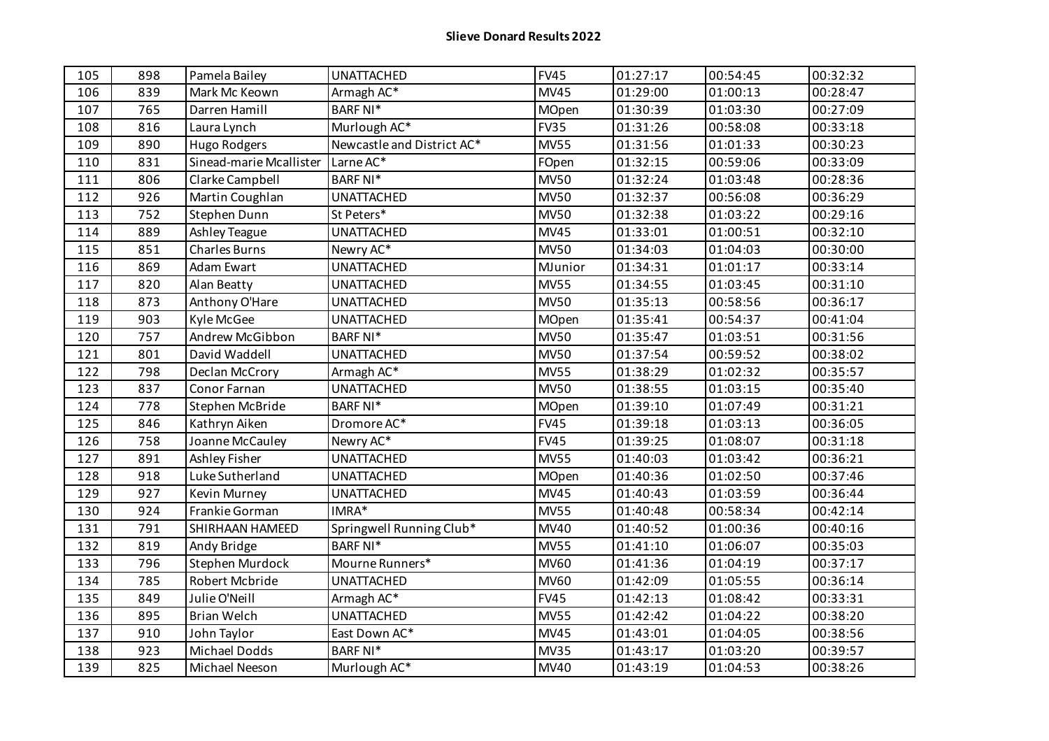# Slieve Donard Results 2022

| | | | | | | | |
|---|---|---|---|---|---|---|---|
| 105 | 898 | Pamela Bailey | UNATTACHED | FV45 | 01:27:17 | 00:54:45 | 00:32:32 |
| 106 | 839 | Mark Mc Keown | Armagh AC* | MV45 | 01:29:00 | 01:00:13 | 00:28:47 |
| 107 | 765 | Darren Hamill | BARF NI* | MOpen | 01:30:39 | 01:03:30 | 00:27:09 |
| 108 | 816 | Laura Lynch | Murlough AC* | FV35 | 01:31:26 | 00:58:08 | 00:33:18 |
| 109 | 890 | Hugo Rodgers | Newcastle and District AC* | MV55 | 01:31:56 | 01:01:33 | 00:30:23 |
| 110 | 831 | Sinead-marie Mcallister | Larne AC* | FOpen | 01:32:15 | 00:59:06 | 00:33:09 |
| 111 | 806 | Clarke Campbell | BARF NI* | MV50 | 01:32:24 | 01:03:48 | 00:28:36 |
| 112 | 926 | Martin Coughlan | UNATTACHED | MV50 | 01:32:37 | 00:56:08 | 00:36:29 |
| 113 | 752 | Stephen Dunn | St Peters* | MV50 | 01:32:38 | 01:03:22 | 00:29:16 |
| 114 | 889 | Ashley Teague | UNATTACHED | MV45 | 01:33:01 | 01:00:51 | 00:32:10 |
| 115 | 851 | Charles Burns | Newry AC* | MV50 | 01:34:03 | 01:04:03 | 00:30:00 |
| 116 | 869 | Adam Ewart | UNATTACHED | MJunior | 01:34:31 | 01:01:17 | 00:33:14 |
| 117 | 820 | Alan Beatty | UNATTACHED | MV55 | 01:34:55 | 01:03:45 | 00:31:10 |
| 118 | 873 | Anthony O'Hare | UNATTACHED | MV50 | 01:35:13 | 00:58:56 | 00:36:17 |
| 119 | 903 | Kyle McGee | UNATTACHED | MOpen | 01:35:41 | 00:54:37 | 00:41:04 |
| 120 | 757 | Andrew McGibbon | BARF NI* | MV50 | 01:35:47 | 01:03:51 | 00:31:56 |
| 121 | 801 | David Waddell | UNATTACHED | MV50 | 01:37:54 | 00:59:52 | 00:38:02 |
| 122 | 798 | Declan McCrory | Armagh AC* | MV55 | 01:38:29 | 01:02:32 | 00:35:57 |
| 123 | 837 | Conor Farnan | UNATTACHED | MV50 | 01:38:55 | 01:03:15 | 00:35:40 |
| 124 | 778 | Stephen McBride | BARF NI* | MOpen | 01:39:10 | 01:07:49 | 00:31:21 |
| 125 | 846 | Kathryn Aiken | Dromore AC* | FV45 | 01:39:18 | 01:03:13 | 00:36:05 |
| 126 | 758 | Joanne McCauley | Newry AC* | FV45 | 01:39:25 | 01:08:07 | 00:31:18 |
| 127 | 891 | Ashley Fisher | UNATTACHED | MV55 | 01:40:03 | 01:03:42 | 00:36:21 |
| 128 | 918 | Luke Sutherland | UNATTACHED | MOpen | 01:40:36 | 01:02:50 | 00:37:46 |
| 129 | 927 | Kevin Murney | UNATTACHED | MV45 | 01:40:43 | 01:03:59 | 00:36:44 |
| 130 | 924 | Frankie Gorman | IMRA* | MV55 | 01:40:48 | 00:58:34 | 00:42:14 |
| 131 | 791 | SHIRHAAN HAMEED | Springwell Running Club* | MV40 | 01:40:52 | 01:00:36 | 00:40:16 |
| 132 | 819 | Andy Bridge | BARF NI* | MV55 | 01:41:10 | 01:06:07 | 00:35:03 |
| 133 | 796 | Stephen Murdock | Mourne Runners* | MV60 | 01:41:36 | 01:04:19 | 00:37:17 |
| 134 | 785 | Robert Mcbride | UNATTACHED | MV60 | 01:42:09 | 01:05:55 | 00:36:14 |
| 135 | 849 | Julie O'Neill | Armagh AC* | FV45 | 01:42:13 | 01:08:42 | 00:33:31 |
| 136 | 895 | Brian Welch | UNATTACHED | MV55 | 01:42:42 | 01:04:22 | 00:38:20 |
| 137 | 910 | John Taylor | East Down AC* | MV45 | 01:43:01 | 01:04:05 | 00:38:56 |
| 138 | 923 | Michael Dodds | BARF NI* | MV35 | 01:43:17 | 01:03:20 | 00:39:57 |
| 139 | 825 | Michael Neeson | Murlough AC* | MV40 | 01:43:19 | 01:04:53 | 00:38:26 |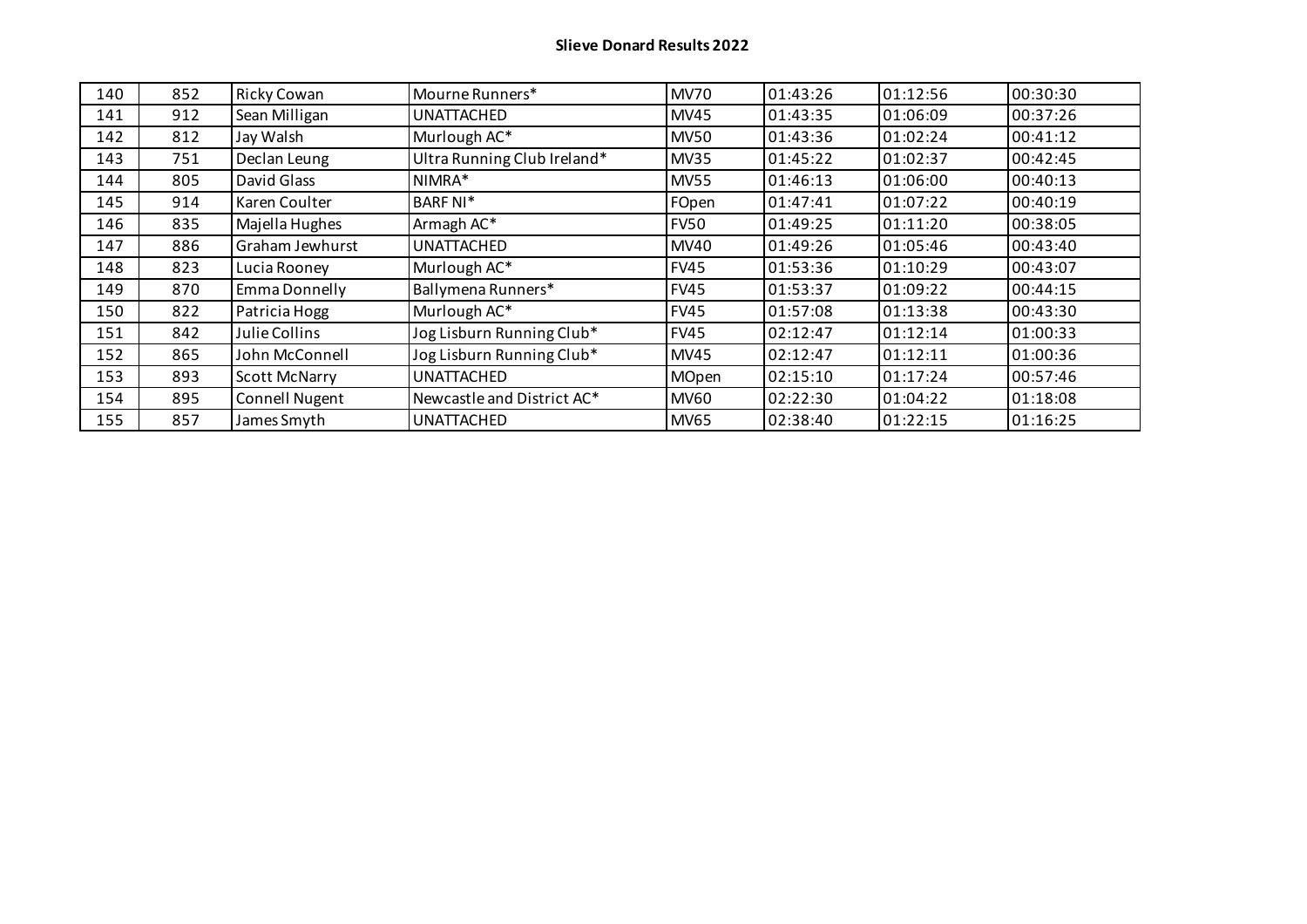**Slieve Donard Results 2022**

| | | | | | | | |
|---|---|---|---|---|---|---|---|
| 140 | 852 | Ricky Cowan | Mourne Runners* | MV70 | 01:43:26 | 01:12:56 | 00:30:30 |
| 141 | 912 | Sean Milligan | UNATTACHED | MV45 | 01:43:35 | 01:06:09 | 00:37:26 |
| 142 | 812 | Jay Walsh | Murlough AC* | MV50 | 01:43:36 | 01:02:24 | 00:41:12 |
| 143 | 751 | Declan Leung | Ultra Running Club Ireland* | MV35 | 01:45:22 | 01:02:37 | 00:42:45 |
| 144 | 805 | David Glass | NIMRA* | MV55 | 01:46:13 | 01:06:00 | 00:40:13 |
| 145 | 914 | Karen Coulter | BARF NI* | FOpen | 01:47:41 | 01:07:22 | 00:40:19 |
| 146 | 835 | Majella Hughes | Armagh AC* | FV50 | 01:49:25 | 01:11:20 | 00:38:05 |
| 147 | 886 | Graham Jewhurst | UNATTACHED | MV40 | 01:49:26 | 01:05:46 | 00:43:40 |
| 148 | 823 | Lucia Rooney | Murlough AC* | FV45 | 01:53:36 | 01:10:29 | 00:43:07 |
| 149 | 870 | Emma Donnelly | Ballymena Runners* | FV45 | 01:53:37 | 01:09:22 | 00:44:15 |
| 150 | 822 | Patricia Hogg | Murlough AC* | FV45 | 01:57:08 | 01:13:38 | 00:43:30 |
| 151 | 842 | Julie Collins | Jog Lisburn Running Club* | FV45 | 02:12:47 | 01:12:14 | 01:00:33 |
| 152 | 865 | John McConnell | Jog Lisburn Running Club* | MV45 | 02:12:47 | 01:12:11 | 01:00:36 |
| 153 | 893 | Scott McNarry | UNATTACHED | MOpen | 02:15:10 | 01:17:24 | 00:57:46 |
| 154 | 895 | Connell Nugent | Newcastle and District AC* | MV60 | 02:22:30 | 01:04:22 | 01:18:08 |
| 155 | 857 | James Smyth | UNATTACHED | MV65 | 02:38:40 | 01:22:15 | 01:16:25 |